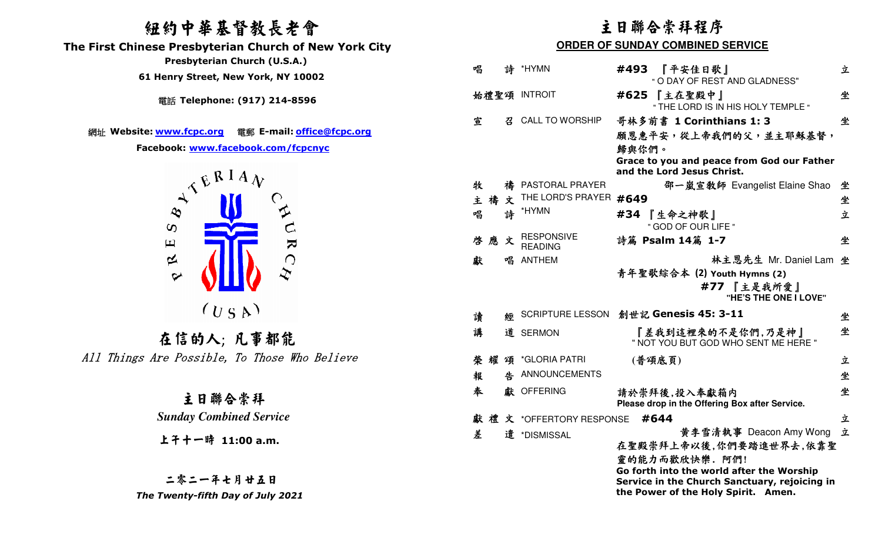# 紐約中華基督教長老會

## The First Chinese Presbyterian Church of New York City

**Presbyterian Church (U.S.A.)**

**61 Henry Street, New York, NY 10002**

電話 **Telephone: (917) 214-8596**

網址 **Website: www.fcpc.org** 電郵 **E-mail: office@fcpc.org**

**Facebook: www.facebook.com/fcpcnyc**

# 在信的人; 凡事都能

*All Things Are Possible, To Those Who Believe*

## 主日聯合崇拜

***Sunday Combined Service***

**上午十一時 11:00 a.m.**

**二零二一年七月廿五日**

***The Twenty-fifth Day of July 2021***

# 主日聯合崇拜程序

## ORDER OF SUNDAY COMBINED SERVICE

| | | | |
|---|---|---|---|
| 唱 詩 | *HYMN | **#493** 『平安佳日歌』 " O DAY OF REST AND GLADNESS" | 立 |
| 始禮聖頌 | INTROIT | **#625** 『主在聖殿中』 " THE LORD IS IN HIS HOLY TEMPLE " | 坐 |
| 宣 召 | CALL TO WORSHIP | 哥林多前書 **1 Corinthians 1: 3** 願恩惠平安，從上帝我們的父，並主耶穌基督，歸與你們。 **Grace to you and peace from God our Father and the Lord Jesus Christ.** | 坐 |
| 牧 禱 | PASTORAL PRAYER | 邵一嵐宣教師 Evangelist Elaine Shao | 坐 |
| 主 禱 文 | THE LORD'S PRAYER | **#649** | 坐 |
| 唱 詩 | *HYMN | **#34** 『生命之神歌』 " GOD OF OUR LIFE " | 立 |
| 啓 應 文 | RESPONSIVE READING | 詩篇 **Psalm 14**篇 **1-7** | 坐 |
| 獻 唱 | ANTHEM | 林主恩先生 Mr. Daniel Lam 青年聖歌綜合本 **(2) Youth Hymns (2)** **#77** 『主是我所愛』 **"HE'S THE ONE I LOVE"** | 坐 |
| 讀 經 | SCRIPTURE LESSON | 創世記 **Genesis 45: 3-11** | 坐 |
| 講 道 | SERMON | 『差我到這裡來的不是你們,乃是神』 " NOT YOU BUT GOD WHO SENT ME HERE " | 坐 |
| 榮 耀 頌 | *GLORIA PATRI | (普頌底頁) | 立 |
| 報 告 | ANNOUNCEMENTS | | 坐 |
| 奉 獻 | OFFERING | 請於崇拜後,投入奉獻箱內 **Please drop in the Offering Box after Service.** | 坐 |
| 獻 禮 文 | *OFFERTORY RESPONSE | **#644** | 立 |
| 差 遣 | *DISMISSAL | 黄李雪清執事 Deacon Amy Wong 在聖殿崇拜上帝以後,你們要踏進世界去,依靠聖靈的能力而歡欣快樂. 阿們! **Go forth into the world after the Worship Service in the Church Sanctuary, rejoicing in the Power of the Holy Spirit. Amen.** | 立 |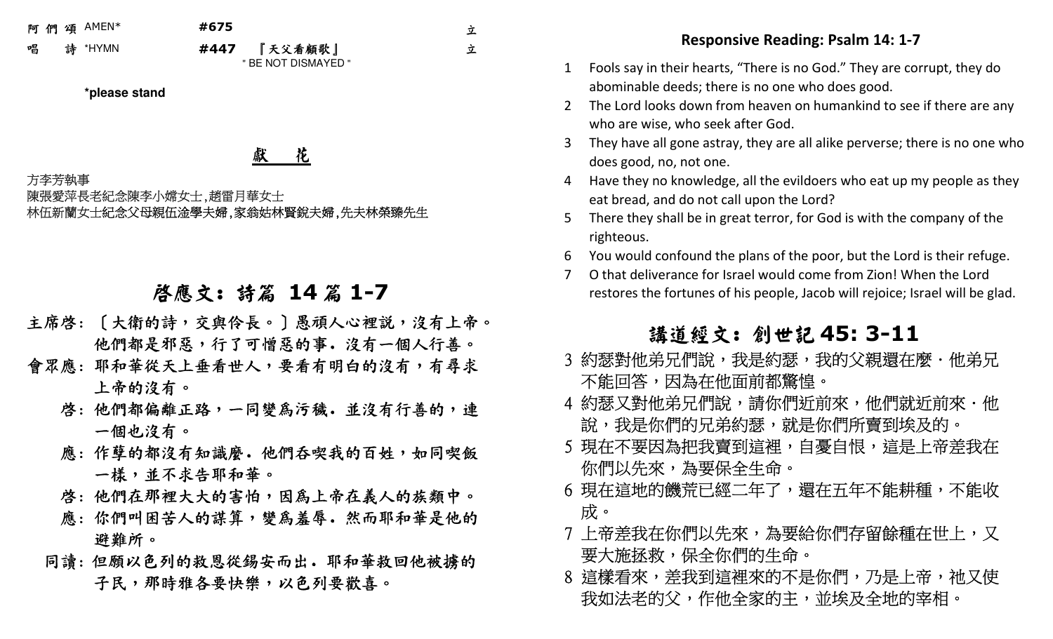阿 們 頌 AMEN* #675 立

唱 詩 *HYMN #447 『天父看顧歌』 立

" BE NOT DISMAYED "

**\*please stand**

## 獻 花

方李芳執事

陳張愛萍長老紀念陳李小嫦女士,趙雷月華女士

林伍新蘭女士紀念父母親伍淦學夫婦,家翁姑林賢銳夫婦,先夫林榮臻先生

## 啟應文：詩篇 14 篇 1-7

主席啓：〔大衛的詩，交與伶長。〕愚頑人心裡說，沒有上帝。他們都是邪惡，行了可憎惡的事．沒有一個人行善。

會眾應：耶和華從天上垂看世人，要看有明白的沒有，有尋求上帝的沒有。

啓：他們都偏離正路，一同變爲污穢．並沒有行善的，連一個也沒有。

應：作孽的都沒有知識麼．他們吞喫我的百姓，如同喫飯一樣，並不求告耶和華。

啓：他們在那裡大大的害怕，因爲上帝在義人的族類中。

應：你們叫困苦人的謀算，變爲羞辱．然而耶和華是他的避難所。

同讀：但願以色列的救恩從錫安而出．耶和華救回他被擄的子民，那時雅各要快樂，以色列要歡喜。

## Responsive Reading: Psalm 14: 1-7

1. Fools say in their hearts, "There is no God." They are corrupt, they do abominable deeds; there is no one who does good.
2. The Lord looks down from heaven on humankind to see if there are any who are wise, who seek after God.
3. They have all gone astray, they are all alike perverse; there is no one who does good, no, not one.
4. Have they no knowledge, all the evildoers who eat up my people as they eat bread, and do not call upon the Lord?
5. There they shall be in great terror, for God is with the company of the righteous.
6. You would confound the plans of the poor, but the Lord is their refuge.
7. O that deliverance for Israel would come from Zion! When the Lord restores the fortunes of his people, Jacob will rejoice; Israel will be glad.

## 講道經文：創世記 45: 3-11

3 約瑟對他弟兄們說，我是約瑟，我的父親還在麼．他弟兄不能回答，因為在他面前都驚惶。

4 約瑟又對他弟兄們說，請你們近前來，他們就近前來．他說，我是你們的兄弟約瑟，就是你們所賣到埃及的。

5 現在不要因為把我賣到這裡，自憂自恨，這是上帝差我在你們以先來，為要保全生命。

6 現在這地的饑荒已經二年了，還在五年不能耕種，不能收成。

7 上帝差我在你們以先來，為要給你們存留餘種在世上，又要大施拯救，保全你們的生命。

8 這樣看來，差我到這裡來的不是你們，乃是上帝，祂又使我如法老的父，作他全家的主，並埃及全地的宰相。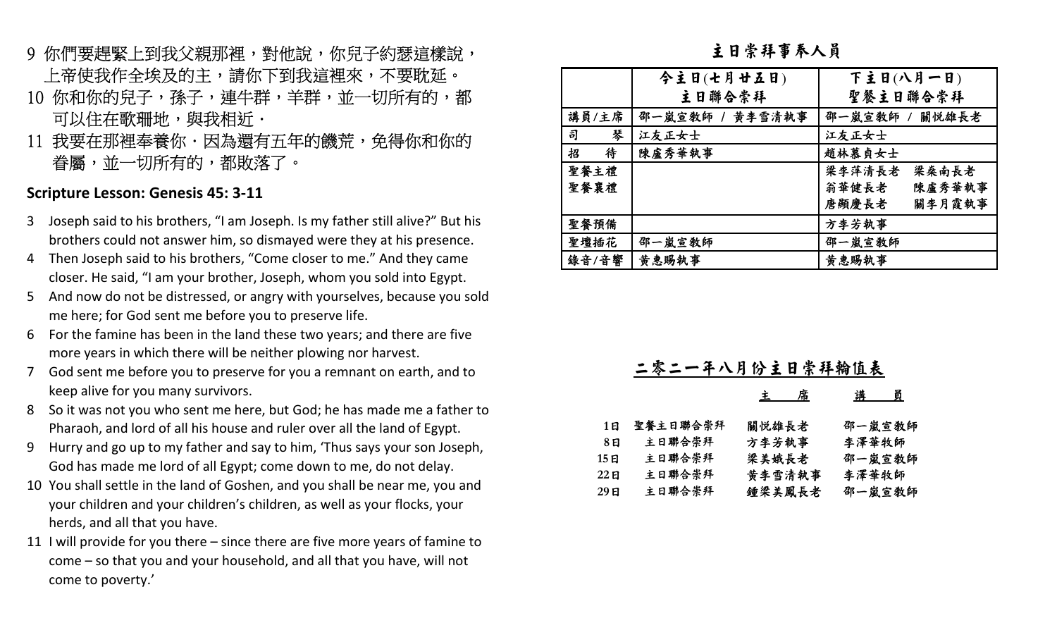9 你們要趕緊上到我父親那裡，對他說，你兒子約瑟這樣說，上帝使我作全埃及的主，請你下到我這裡來，不要耽延。

10 你和你的兒子，孫子，連牛群，羊群，並一切所有的，都可以住在歌珊地，與我相近·

11 我要在那裡奉養你·因為還有五年的饑荒，免得你和你的眷屬，並一切所有的，都敗落了。

**Scripture Lesson: Genesis 45: 3-11**

3 Joseph said to his brothers, “I am Joseph. Is my father still alive?” But his brothers could not answer him, so dismayed were they at his presence.

4 Then Joseph said to his brothers, “Come closer to me.” And they came closer. He said, “I am your brother, Joseph, whom you sold into Egypt.

5 And now do not be distressed, or angry with yourselves, because you sold me here; for God sent me before you to preserve life.

6 For the famine has been in the land these two years; and there are five more years in which there will be neither plowing nor harvest.

7 God sent me before you to preserve for you a remnant on earth, and to keep alive for you many survivors.

8 So it was not you who sent me here, but God; he has made me a father to Pharaoh, and lord of all his house and ruler over all the land of Egypt.

9 Hurry and go up to my father and say to him, ‘Thus says your son Joseph, God has made me lord of all Egypt; come down to me, do not delay.

10 You shall settle in the land of Goshen, and you shall be near me, you and your children and your children’s children, as well as your flocks, your herds, and all that you have.

11 I will provide for you there – since there are five more years of famine to come – so that you and your household, and all that you have, will not come to poverty.’

## 主日崇拜事奉人員

| | 今主日(七月廿五日) 主日聯合崇拜 | 下主日(八月一日) 聖餐主日聯合崇拜 |
|---|---|---|
| 講員/主席 | 邵一嵐宣教師 / 黃李雪清執事 | 邵一嵐宣教師 / 關悅雄長老 |
| 司　　琴 | 江友正女士 | 江友正女士 |
| 招　　待 | 陳盧秀華執事 | 趙林慕貞女士 |
| 聖餐主禮 聖餐襄禮 | | 梁李萍清長老　梁燊南長老 翁華健長老　陳盧秀華執事 唐顯慶長老　關李月霞執事 |
| 聖餐預備 | | 方李芳執事 |
| 聖壇插花 | 邵一嵐宣教師 | 邵一嵐宣教師 |
| 錄音/音響 | 黃惠賜執事 | 黃惠賜執事 |

## 二零二一年八月份主日崇拜輪值表

| | | 主　席 | 講　員 |
|---|---|---|---|
| 1日 | 聖餐主日聯合崇拜 | 關悅雄長老 | 邵一嵐宣教師 |
| 8日 | 主日聯合崇拜 | 方李芳執事 | 李澤華牧師 |
| 15日 | 主日聯合崇拜 | 梁美娥長老 | 邵一嵐宣教師 |
| 22日 | 主日聯合崇拜 | 黃李雪清執事 | 李澤華牧師 |
| 29日 | 主日聯合崇拜 | 鍾梁美鳳長老 | 邵一嵐宣教師 |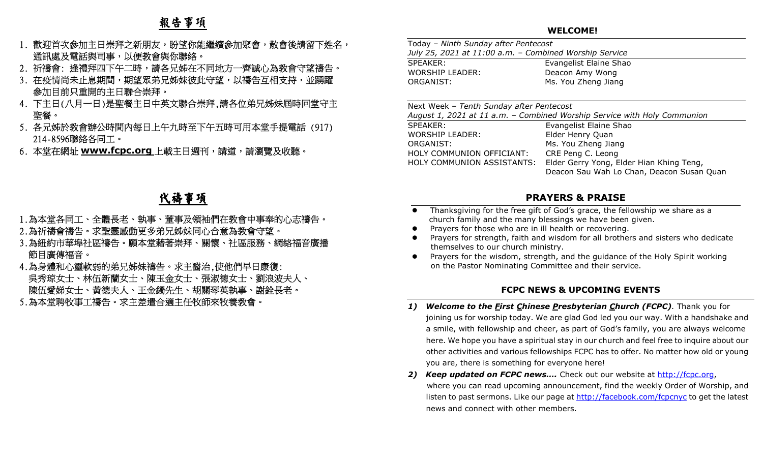## 報告事項

1. 歡迎首次參加主日崇拜之新朋友，盼望你能繼續參加聚會，散會後請留下姓名，通訊處及電話與司事，以便教會與你聯絡。
2. 祈禱會：逢禮拜四下午二時，請各兄姊在不同地方一齊誠心為教會守望禱告。
3. 在疫情尚未止息期間，期望眾弟兄姊妹彼此守望，以禱告互相支持，並踴躍參加目前只重開的主日聯合崇拜。
4. 下主日(八月一日)是聖餐主日中英文聯合崇拜,請各位弟兄姊妹屆時回堂守主聖餐。
5. 各兄姊於教會辦公時間內每日上午九時至下午五時可用本堂手提電話 (917) 214-8596聯絡各同工。
6. 本堂在網址 **www.fcpc.org** 上載主日週刊，講道，請瀏覽及收聽。

## 代禱事項

1. 為本堂各同工、全體長老、執事、董事及領袖們在教會中事奉的心志禱告。
2. 為祈禱會禱告。求聖靈感動更多弟兄姊妹同心合意為教會守望。
3. 為紐約市華埠社區禱告。願本堂藉著崇拜、關懷、社區服務、網絡福音廣播節目廣傳福音。
4. 為身體和心靈軟弱的弟兄姊妹禱告。求主醫治,使他們早日康復: 吳秀琼女士、林伍新蘭女士、陳玉金女士、張淑德女士、劉浪波夫人、陳伍愛娣女士、黃德夫人、王金鐲先生、胡關琴英執事、謝銓長老。
5. 為本堂聘牧事工禱告。求主差遣合適主任牧師來牧養教會。

## WELCOME!

Today – *Ninth Sunday after Pentecost*
*July 25, 2021 at 11:00 a.m. – Combined Worship Service*

| | |
|---|---|
| SPEAKER: | Evangelist Elaine Shao |
| WORSHIP LEADER: | Deacon Amy Wong |
| ORGANIST: | Ms. You Zheng Jiang |

Next Week – *Tenth Sunday after Pentecost*
*August 1, 2021 at 11 a.m. – Combined Worship Service with Holy Communion*

| | |
|---|---|
| SPEAKER: | Evangelist Elaine Shao |
| WORSHIP LEADER: | Elder Henry Quan |
| ORGANIST: | Ms. You Zheng Jiang |
| HOLY COMMUNION OFFICIANT: | CRE Peng C. Leong |
| HOLY COMMUNION ASSISTANTS: | Elder Gerry Yong, Elder Hian Khing Teng, Deacon Sau Wah Lo Chan, Deacon Susan Quan |

## PRAYERS & PRAISE

- Thanksgiving for the free gift of God's grace, the fellowship we share as a church family and the many blessings we have been given.
- Prayers for those who are in ill health or recovering.
- Prayers for strength, faith and wisdom for all brothers and sisters who dedicate themselves to our church ministry.
- Prayers for the wisdom, strength, and the guidance of the Holy Spirit working on the Pastor Nominating Committee and their service.

## FCPC NEWS & UPCOMING EVENTS

1) ***Welcome to the First Chinese Presbyterian Church (FCPC)***. Thank you for joining us for worship today. We are glad God led you our way. With a handshake and a smile, with fellowship and cheer, as part of God's family, you are always welcome here. We hope you have a spiritual stay in our church and feel free to inquire about our other activities and various fellowships FCPC has to offer. No matter how old or young you are, there is something for everyone here!
2) ***Keep updated on FCPC news….*** Check out our website at http://fcpc.org, where you can read upcoming announcement, find the weekly Order of Worship, and listen to past sermons. Like our page at http://facebook.com/fcpcnyc to get the latest news and connect with other members.